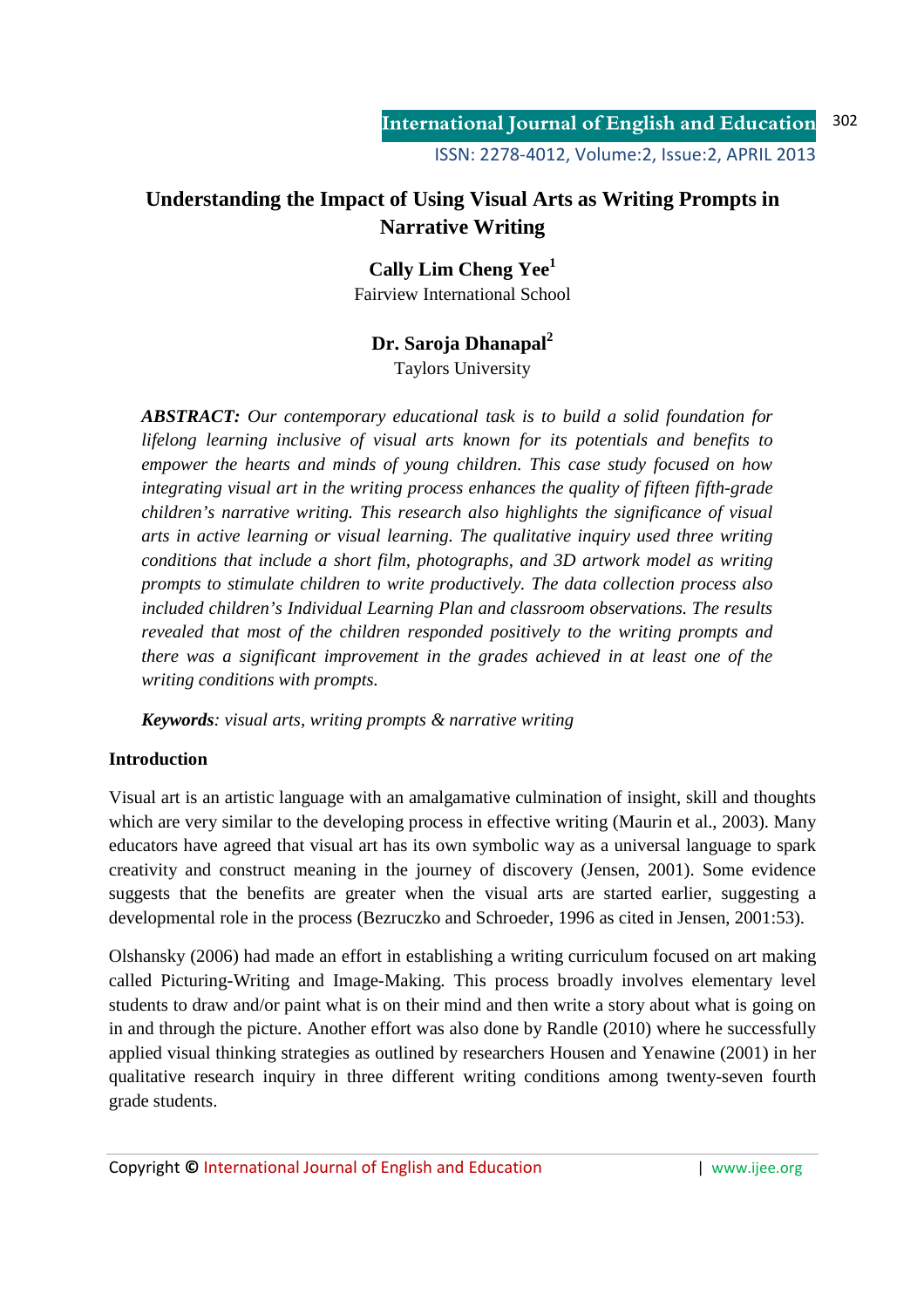# Understanding the Impact of Using Visual Arts as Writing Prompts in Narrative Writing

**Cally Lim Cheng Yee[1]**
Fairview International School

**Dr. Saroja Dhanapal[2]**
Taylors University

***ABSTRACT:*** *Our contemporary educational task is to build a solid foundation for lifelong learning inclusive of visual arts known for its potentials and benefits to empower the hearts and minds of young children. This case study focused on how integrating visual art in the writing process enhances the quality of fifteen fifth-grade children's narrative writing. This research also highlights the significance of visual arts in active learning or visual learning. The qualitative inquiry used three writing conditions that include a short film, photographs, and 3D artwork model as writing prompts to stimulate children to write productively. The data collection process also included children's Individual Learning Plan and classroom observations. The results revealed that most of the children responded positively to the writing prompts and there was a significant improvement in the grades achieved in at least one of the writing conditions with prompts.*

***Keywords****: visual arts, writing prompts & narrative writing*

## Introduction

Visual art is an artistic language with an amalgamative culmination of insight, skill and thoughts which are very similar to the developing process in effective writing (Maurin et al., 2003). Many educators have agreed that visual art has its own symbolic way as a universal language to spark creativity and construct meaning in the journey of discovery (Jensen, 2001). Some evidence suggests that the benefits are greater when the visual arts are started earlier, suggesting a developmental role in the process (Bezruczko and Schroeder, 1996 as cited in Jensen, 2001:53).

Olshansky (2006) had made an effort in establishing a writing curriculum focused on art making called Picturing-Writing and Image-Making. This process broadly involves elementary level students to draw and/or paint what is on their mind and then write a story about what is going on in and through the picture. Another effort was also done by Randle (2010) where he successfully applied visual thinking strategies as outlined by researchers Housen and Yenawine (2001) in her qualitative research inquiry in three different writing conditions among twenty-seven fourth grade students.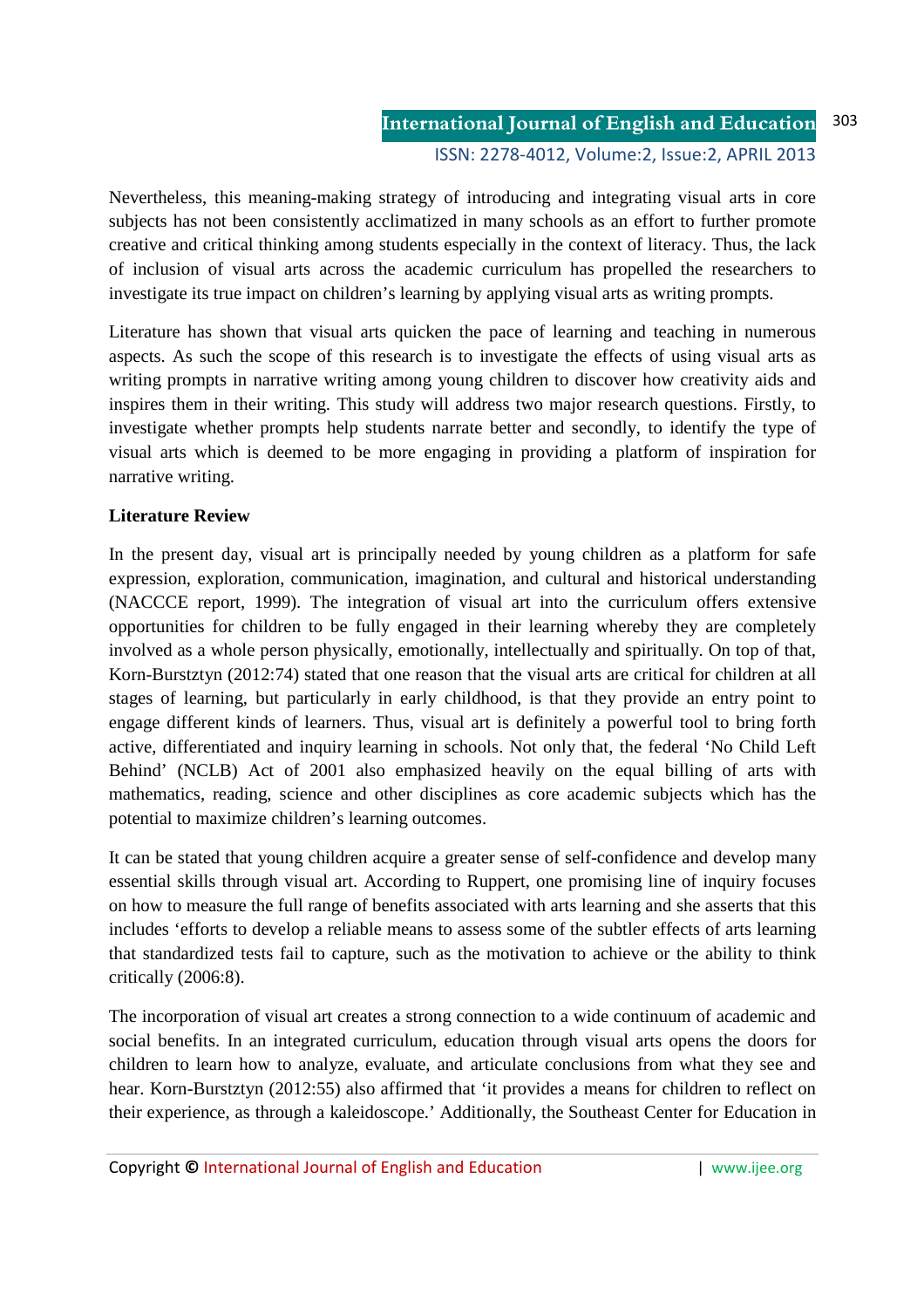Nevertheless, this meaning-making strategy of introducing and integrating visual arts in core subjects has not been consistently acclimatized in many schools as an effort to further promote creative and critical thinking among students especially in the context of literacy. Thus, the lack of inclusion of visual arts across the academic curriculum has propelled the researchers to investigate its true impact on children's learning by applying visual arts as writing prompts.

Literature has shown that visual arts quicken the pace of learning and teaching in numerous aspects. As such the scope of this research is to investigate the effects of using visual arts as writing prompts in narrative writing among young children to discover how creativity aids and inspires them in their writing. This study will address two major research questions. Firstly, to investigate whether prompts help students narrate better and secondly, to identify the type of visual arts which is deemed to be more engaging in providing a platform of inspiration for narrative writing.

**Literature Review**

In the present day, visual art is principally needed by young children as a platform for safe expression, exploration, communication, imagination, and cultural and historical understanding (NACCCE report, 1999). The integration of visual art into the curriculum offers extensive opportunities for children to be fully engaged in their learning whereby they are completely involved as a whole person physically, emotionally, intellectually and spiritually. On top of that, Korn-Bursztyn (2012:74) stated that one reason that the visual arts are critical for children at all stages of learning, but particularly in early childhood, is that they provide an entry point to engage different kinds of learners. Thus, visual art is definitely a powerful tool to bring forth active, differentiated and inquiry learning in schools. Not only that, the federal 'No Child Left Behind' (NCLB) Act of 2001 also emphasized heavily on the equal billing of arts with mathematics, reading, science and other disciplines as core academic subjects which has the potential to maximize children's learning outcomes.

It can be stated that young children acquire a greater sense of self-confidence and develop many essential skills through visual art. According to Ruppert, one promising line of inquiry focuses on how to measure the full range of benefits associated with arts learning and she asserts that this includes 'efforts to develop a reliable means to assess some of the subtler effects of arts learning that standardized tests fail to capture, such as the motivation to achieve or the ability to think critically (2006:8).

The incorporation of visual art creates a strong connection to a wide continuum of academic and social benefits. In an integrated curriculum, education through visual arts opens the doors for children to learn how to analyze, evaluate, and articulate conclusions from what they see and hear. Korn-Bursztyn (2012:55) also affirmed that 'it provides a means for children to reflect on their experience, as through a kaleidoscope.' Additionally, the Southeast Center for Education in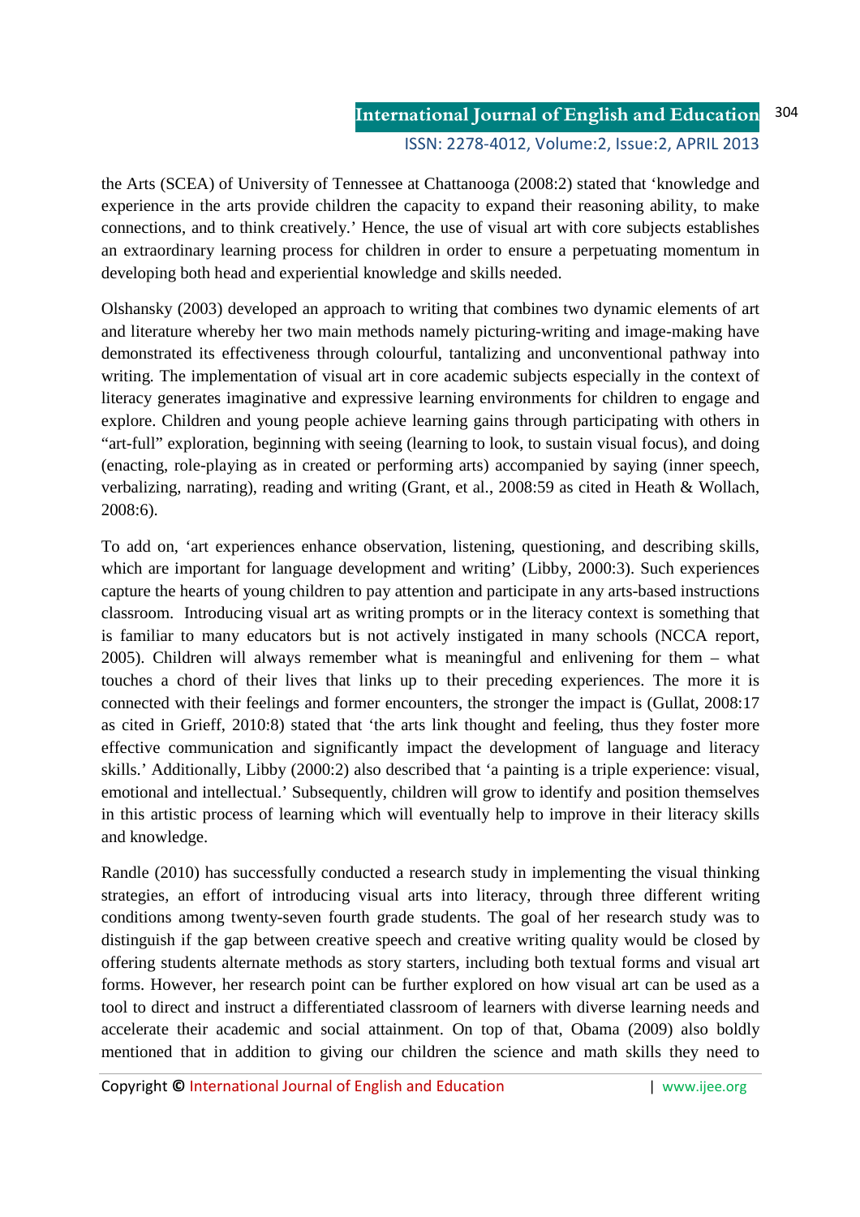the Arts (SCEA) of University of Tennessee at Chattanooga (2008:2) stated that 'knowledge and experience in the arts provide children the capacity to expand their reasoning ability, to make connections, and to think creatively.' Hence, the use of visual art with core subjects establishes an extraordinary learning process for children in order to ensure a perpetuating momentum in developing both head and experiential knowledge and skills needed.

Olshansky (2003) developed an approach to writing that combines two dynamic elements of art and literature whereby her two main methods namely picturing-writing and image-making have demonstrated its effectiveness through colourful, tantalizing and unconventional pathway into writing. The implementation of visual art in core academic subjects especially in the context of literacy generates imaginative and expressive learning environments for children to engage and explore. Children and young people achieve learning gains through participating with others in "art-full" exploration, beginning with seeing (learning to look, to sustain visual focus), and doing (enacting, role-playing as in created or performing arts) accompanied by saying (inner speech, verbalizing, narrating), reading and writing (Grant, et al., 2008:59 as cited in Heath & Wollach, 2008:6).

To add on, 'art experiences enhance observation, listening, questioning, and describing skills, which are important for language development and writing' (Libby, 2000:3). Such experiences capture the hearts of young children to pay attention and participate in any arts-based instructions classroom. Introducing visual art as writing prompts or in the literacy context is something that is familiar to many educators but is not actively instigated in many schools (NCCA report, 2005). Children will always remember what is meaningful and enlivening for them – what touches a chord of their lives that links up to their preceding experiences. The more it is connected with their feelings and former encounters, the stronger the impact is (Gullat, 2008:17 as cited in Grieff, 2010:8) stated that 'the arts link thought and feeling, thus they foster more effective communication and significantly impact the development of language and literacy skills.' Additionally, Libby (2000:2) also described that 'a painting is a triple experience: visual, emotional and intellectual.' Subsequently, children will grow to identify and position themselves in this artistic process of learning which will eventually help to improve in their literacy skills and knowledge.

Randle (2010) has successfully conducted a research study in implementing the visual thinking strategies, an effort of introducing visual arts into literacy, through three different writing conditions among twenty-seven fourth grade students. The goal of her research study was to distinguish if the gap between creative speech and creative writing quality would be closed by offering students alternate methods as story starters, including both textual forms and visual art forms. However, her research point can be further explored on how visual art can be used as a tool to direct and instruct a differentiated classroom of learners with diverse learning needs and accelerate their academic and social attainment. On top of that, Obama (2009) also boldly mentioned that in addition to giving our children the science and math skills they need to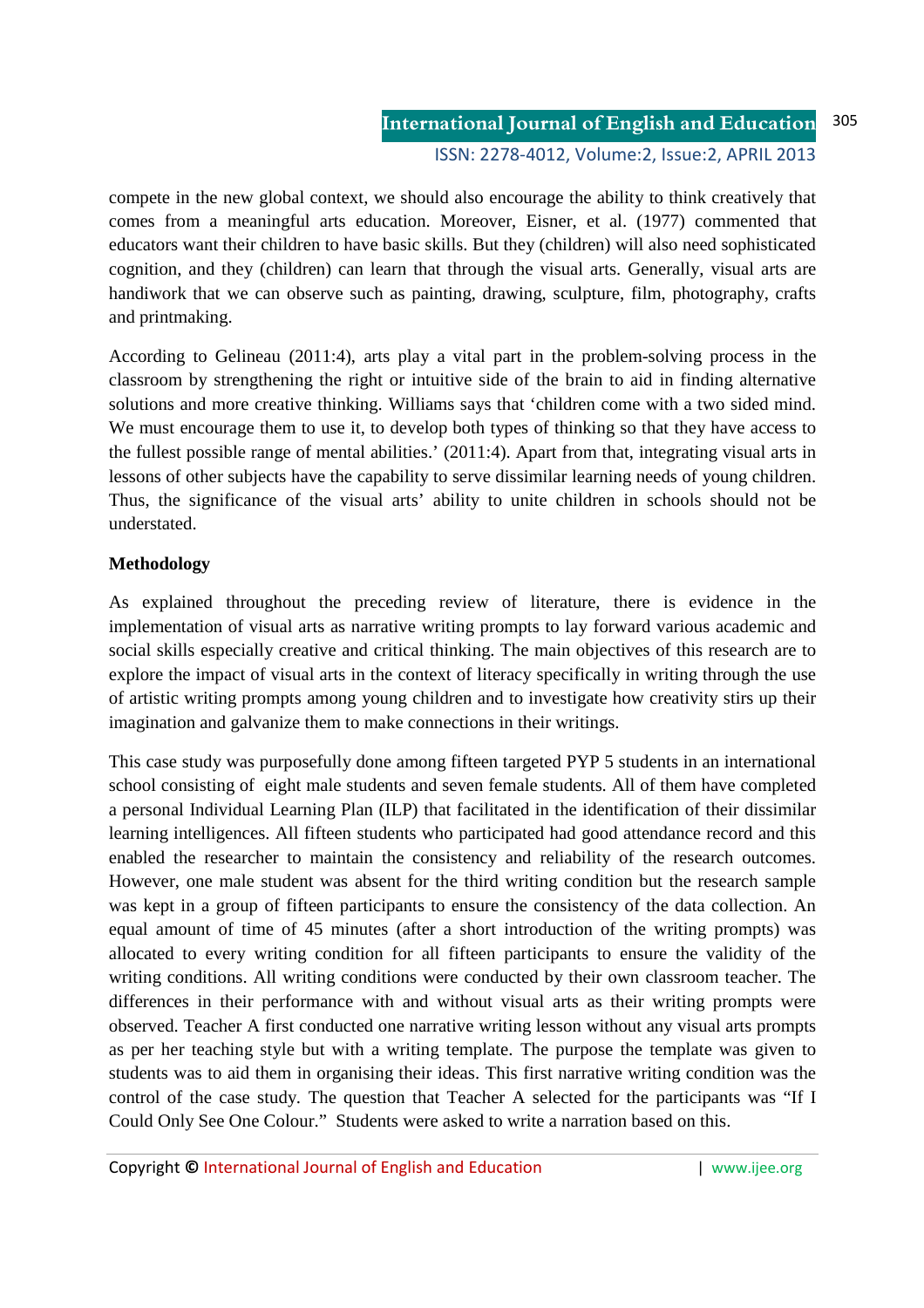compete in the new global context, we should also encourage the ability to think creatively that comes from a meaningful arts education. Moreover, Eisner, et al. (1977) commented that educators want their children to have basic skills. But they (children) will also need sophisticated cognition, and they (children) can learn that through the visual arts. Generally, visual arts are handiwork that we can observe such as painting, drawing, sculpture, film, photography, crafts and printmaking.

According to Gelineau (2011:4), arts play a vital part in the problem-solving process in the classroom by strengthening the right or intuitive side of the brain to aid in finding alternative solutions and more creative thinking. Williams says that 'children come with a two sided mind. We must encourage them to use it, to develop both types of thinking so that they have access to the fullest possible range of mental abilities.' (2011:4). Apart from that, integrating visual arts in lessons of other subjects have the capability to serve dissimilar learning needs of young children. Thus, the significance of the visual arts' ability to unite children in schools should not be understated.

**Methodology**

As explained throughout the preceding review of literature, there is evidence in the implementation of visual arts as narrative writing prompts to lay forward various academic and social skills especially creative and critical thinking. The main objectives of this research are to explore the impact of visual arts in the context of literacy specifically in writing through the use of artistic writing prompts among young children and to investigate how creativity stirs up their imagination and galvanize them to make connections in their writings.

This case study was purposefully done among fifteen targeted PYP 5 students in an international school consisting of eight male students and seven female students. All of them have completed a personal Individual Learning Plan (ILP) that facilitated in the identification of their dissimilar learning intelligences. All fifteen students who participated had good attendance record and this enabled the researcher to maintain the consistency and reliability of the research outcomes. However, one male student was absent for the third writing condition but the research sample was kept in a group of fifteen participants to ensure the consistency of the data collection. An equal amount of time of 45 minutes (after a short introduction of the writing prompts) was allocated to every writing condition for all fifteen participants to ensure the validity of the writing conditions. All writing conditions were conducted by their own classroom teacher. The differences in their performance with and without visual arts as their writing prompts were observed. Teacher A first conducted one narrative writing lesson without any visual arts prompts as per her teaching style but with a writing template. The purpose the template was given to students was to aid them in organising their ideas. This first narrative writing condition was the control of the case study. The question that Teacher A selected for the participants was "If I Could Only See One Colour." Students were asked to write a narration based on this.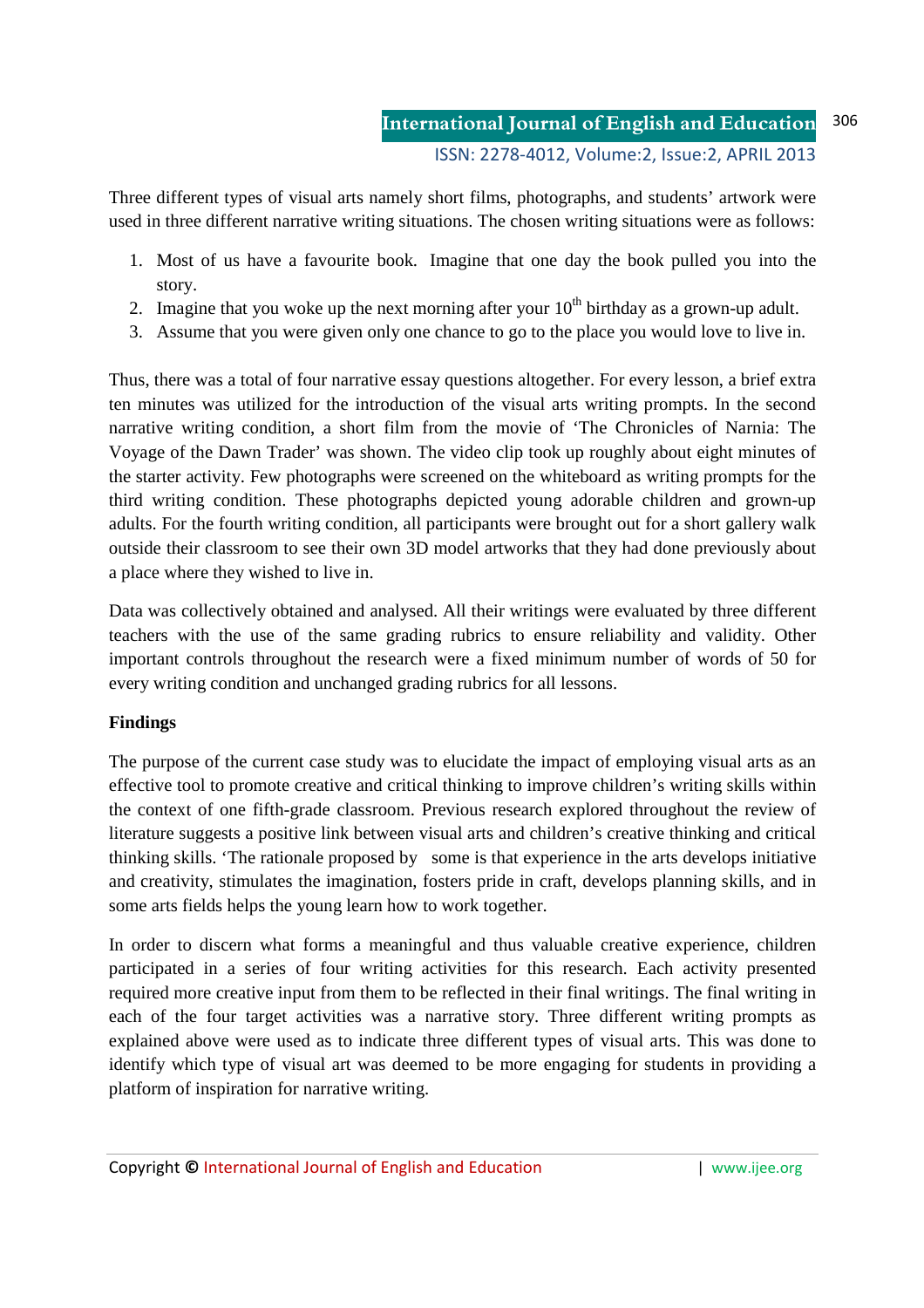Three different types of visual arts namely short films, photographs, and students' artwork were used in three different narrative writing situations. The chosen writing situations were as follows:

1. Most of us have a favourite book. Imagine that one day the book pulled you into the story.
2. Imagine that you woke up the next morning after your $10^{th}$ birthday as a grown-up adult.
3. Assume that you were given only one chance to go to the place you would love to live in.

Thus, there was a total of four narrative essay questions altogether. For every lesson, a brief extra ten minutes was utilized for the introduction of the visual arts writing prompts. In the second narrative writing condition, a short film from the movie of 'The Chronicles of Narnia: The Voyage of the Dawn Trader' was shown. The video clip took up roughly about eight minutes of the starter activity. Few photographs were screened on the whiteboard as writing prompts for the third writing condition. These photographs depicted young adorable children and grown-up adults. For the fourth writing condition, all participants were brought out for a short gallery walk outside their classroom to see their own 3D model artworks that they had done previously about a place where they wished to live in.

Data was collectively obtained and analysed. All their writings were evaluated by three different teachers with the use of the same grading rubrics to ensure reliability and validity. Other important controls throughout the research were a fixed minimum number of words of 50 for every writing condition and unchanged grading rubrics for all lessons.

**Findings**

The purpose of the current case study was to elucidate the impact of employing visual arts as an effective tool to promote creative and critical thinking to improve children's writing skills within the context of one fifth-grade classroom. Previous research explored throughout the review of literature suggests a positive link between visual arts and children's creative thinking and critical thinking skills. 'The rationale proposed by some is that experience in the arts develops initiative and creativity, stimulates the imagination, fosters pride in craft, develops planning skills, and in some arts fields helps the young learn how to work together.

In order to discern what forms a meaningful and thus valuable creative experience, children participated in a series of four writing activities for this research. Each activity presented required more creative input from them to be reflected in their final writings. The final writing in each of the four target activities was a narrative story. Three different writing prompts as explained above were used as to indicate three different types of visual arts. This was done to identify which type of visual art was deemed to be more engaging for students in providing a platform of inspiration for narrative writing.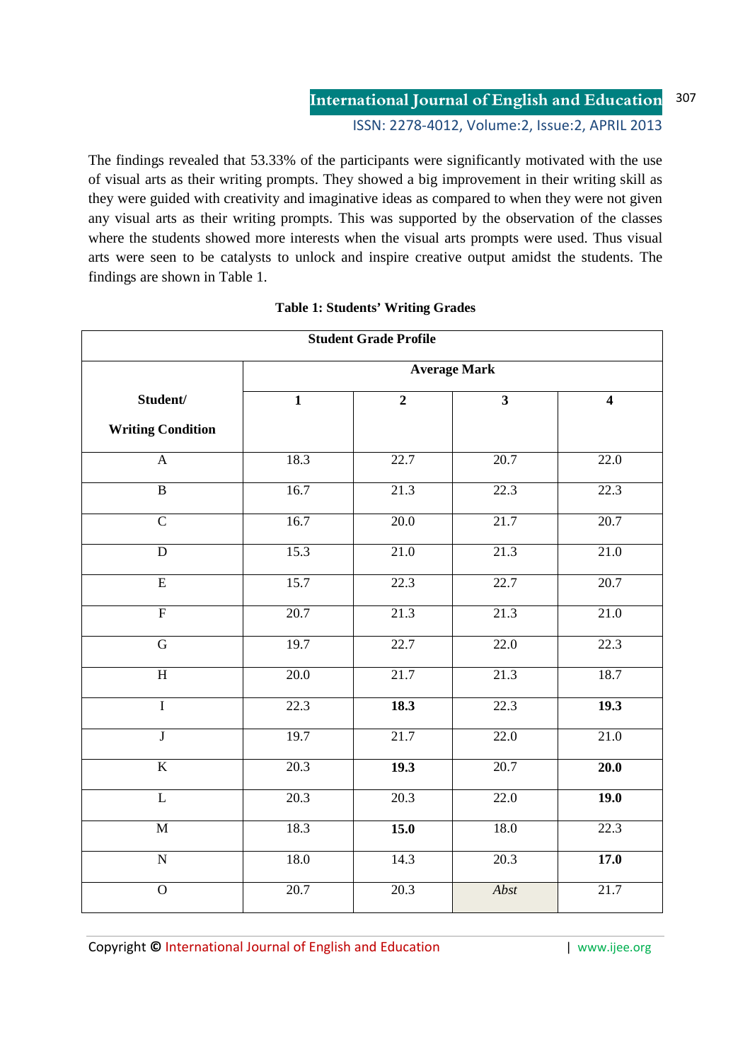The findings revealed that 53.33% of the participants were significantly motivated with the use of visual arts as their writing prompts. They showed a big improvement in their writing skill as they were guided with creativity and imaginative ideas as compared to when they were not given any visual arts as their writing prompts. This was supported by the observation of the classes where the students showed more interests when the visual arts prompts were used. Thus visual arts were seen to be catalysts to unlock and inspire creative output amidst the students. The findings are shown in Table 1.

**Table 1: Students' Writing Grades**

| **Student Grade Profile** | | | | |
|---|---|---|---|---|
| **Student/ Writing Condition** | **Average Mark** | | | |
| | **1** | **2** | **3** | **4** |
| A | 18.3 | 22.7 | 20.7 | 22.0 |
| B | 16.7 | 21.3 | 22.3 | 22.3 |
| C | 16.7 | 20.0 | 21.7 | 20.7 |
| D | 15.3 | 21.0 | 21.3 | 21.0 |
| E | 15.7 | 22.3 | 22.7 | 20.7 |
| F | 20.7 | 21.3 | 21.3 | 21.0 |
| G | 19.7 | 22.7 | 22.0 | 22.3 |
| H | 20.0 | 21.7 | 21.3 | 18.7 |
| I | 22.3 | **18.3** | 22.3 | **19.3** |
| J | 19.7 | 21.7 | 22.0 | 21.0 |
| K | 20.3 | **19.3** | 20.7 | **20.0** |
| L | 20.3 | 20.3 | 22.0 | **19.0** |
| M | 18.3 | **15.0** | 18.0 | 22.3 |
| N | 18.0 | 14.3 | 20.3 | **17.0** |
| O | 20.7 | 20.3 | *Abst* | 21.7 |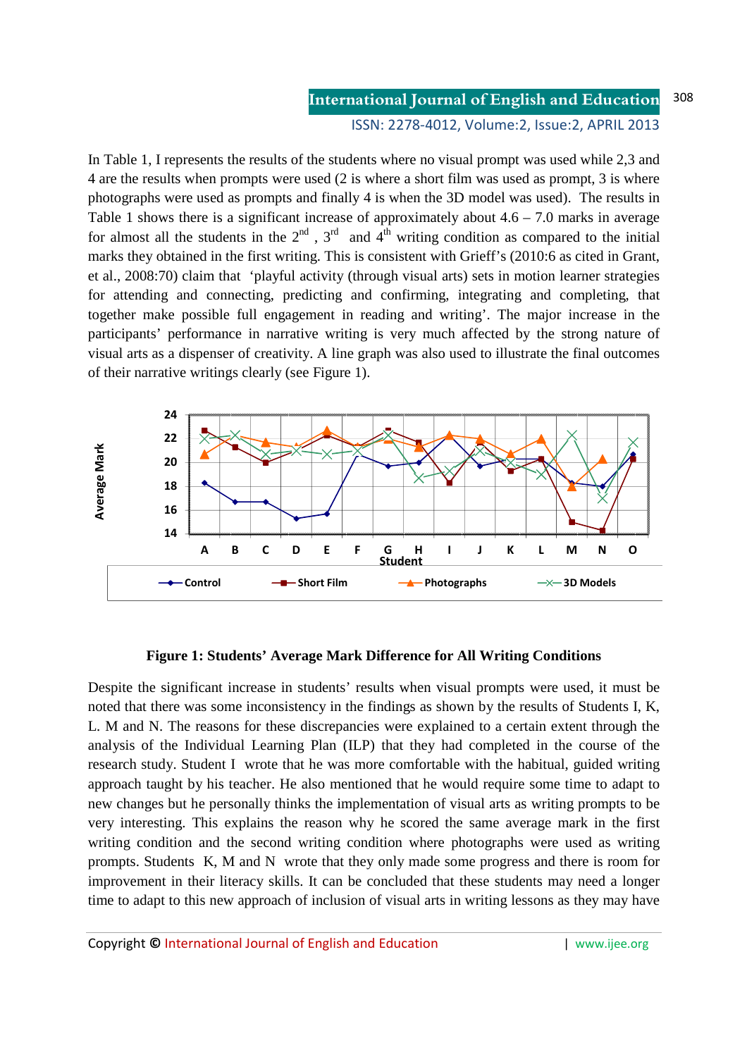In Table 1, I represents the results of the students where no visual prompt was used while 2,3 and 4 are the results when prompts were used (2 is where a short film was used as prompt, 3 is where photographs were used as prompts and finally 4 is when the 3D model was used). The results in Table 1 shows there is a significant increase of approximately about 4.6 – 7.0 marks in average for almost all the students in the 2nd , 3rd and 4th writing condition as compared to the initial marks they obtained in the first writing. This is consistent with Grieff's (2010:6 as cited in Grant, et al., 2008:70) claim that 'playful activity (through visual arts) sets in motion learner strategies for attending and connecting, predicting and confirming, integrating and completing, that together make possible full engagement in reading and writing'. The major increase in the participants' performance in narrative writing is very much affected by the strong nature of visual arts as a dispenser of creativity. A line graph was also used to illustrate the final outcomes of their narrative writings clearly (see Figure 1).

**Figure 1: Students' Average Mark Difference for All Writing Conditions**

Despite the significant increase in students' results when visual prompts were used, it must be noted that there was some inconsistency in the findings as shown by the results of Students I, K, L. M and N. The reasons for these discrepancies were explained to a certain extent through the analysis of the Individual Learning Plan (ILP) that they had completed in the course of the research study. Student I wrote that he was more comfortable with the habitual, guided writing approach taught by his teacher. He also mentioned that he would require some time to adapt to new changes but he personally thinks the implementation of visual arts as writing prompts to be very interesting. This explains the reason why he scored the same average mark in the first writing condition and the second writing condition where photographs were used as writing prompts. Students K, M and N wrote that they only made some progress and there is room for improvement in their literacy skills. It can be concluded that these students may need a longer time to adapt to this new approach of inclusion of visual arts in writing lessons as they may have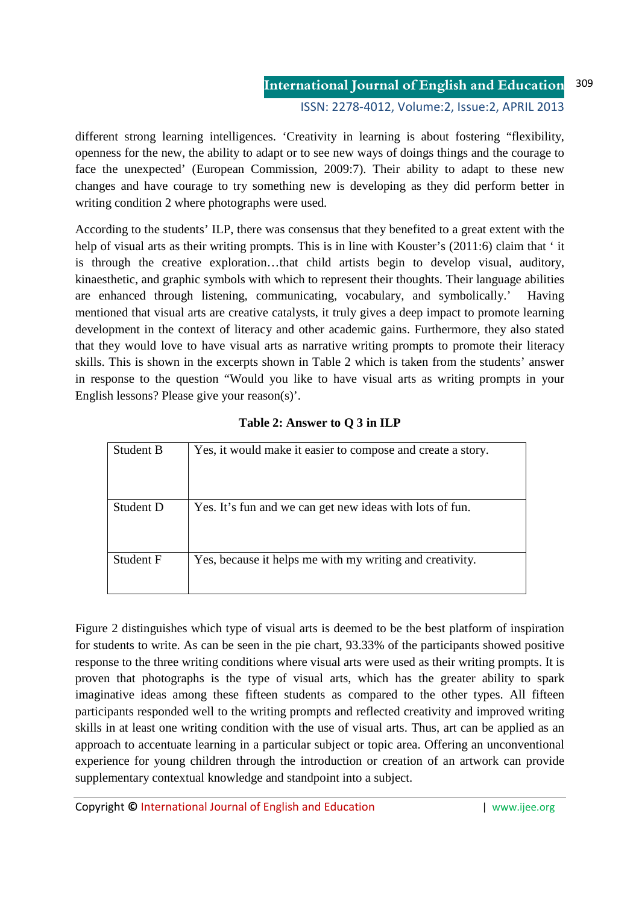different strong learning intelligences. 'Creativity in learning is about fostering "flexibility, openness for the new, the ability to adapt or to see new ways of doings things and the courage to face the unexpected' (European Commission, 2009:7). Their ability to adapt to these new changes and have courage to try something new is developing as they did perform better in writing condition 2 where photographs were used.

According to the students' ILP, there was consensus that they benefited to a great extent with the help of visual arts as their writing prompts. This is in line with Kouster's (2011:6) claim that ' it is through the creative exploration…that child artists begin to develop visual, auditory, kinaesthetic, and graphic symbols with which to represent their thoughts. Their language abilities are enhanced through listening, communicating, vocabulary, and symbolically.' Having mentioned that visual arts are creative catalysts, it truly gives a deep impact to promote learning development in the context of literacy and other academic gains. Furthermore, they also stated that they would love to have visual arts as narrative writing prompts to promote their literacy skills. This is shown in the excerpts shown in Table 2 which is taken from the students' answer in response to the question "Would you like to have visual arts as writing prompts in your English lessons? Please give your reason(s)'.

**Table 2: Answer to Q 3 in ILP**

| | |
|---|---|
| Student B | Yes, it would make it easier to compose and create a story. |
| Student D | Yes. It's fun and we can get new ideas with lots of fun. |
| Student F | Yes, because it helps me with my writing and creativity. |

Figure 2 distinguishes which type of visual arts is deemed to be the best platform of inspiration for students to write. As can be seen in the pie chart, 93.33% of the participants showed positive response to the three writing conditions where visual arts were used as their writing prompts. It is proven that photographs is the type of visual arts, which has the greater ability to spark imaginative ideas among these fifteen students as compared to the other types. All fifteen participants responded well to the writing prompts and reflected creativity and improved writing skills in at least one writing condition with the use of visual arts. Thus, art can be applied as an approach to accentuate learning in a particular subject or topic area. Offering an unconventional experience for young children through the introduction or creation of an artwork can provide supplementary contextual knowledge and standpoint into a subject.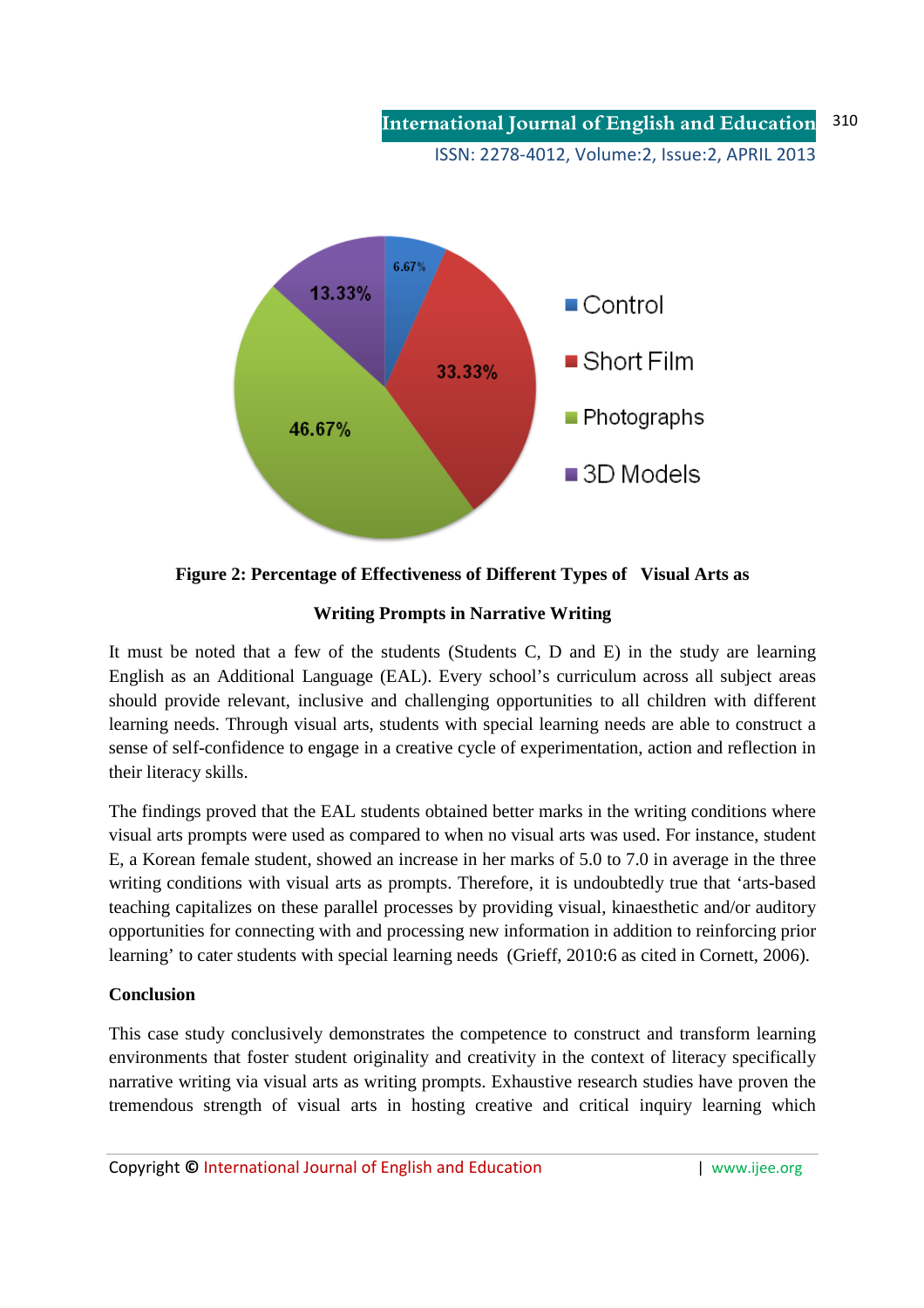**Figure 2: Percentage of Effectiveness of Different Types of Visual Arts as Writing Prompts in Narrative Writing**

It must be noted that a few of the students (Students C, D and E) in the study are learning English as an Additional Language (EAL). Every school's curriculum across all subject areas should provide relevant, inclusive and challenging opportunities to all children with different learning needs. Through visual arts, students with special learning needs are able to construct a sense of self-confidence to engage in a creative cycle of experimentation, action and reflection in their literacy skills.

The findings proved that the EAL students obtained better marks in the writing conditions where visual arts prompts were used as compared to when no visual arts was used. For instance, student E, a Korean female student, showed an increase in her marks of 5.0 to 7.0 in average in the three writing conditions with visual arts as prompts. Therefore, it is undoubtedly true that 'arts-based teaching capitalizes on these parallel processes by providing visual, kinaesthetic and/or auditory opportunities for connecting with and processing new information in addition to reinforcing prior learning' to cater students with special learning needs (Grieff, 2010:6 as cited in Cornett, 2006).

**Conclusion**

This case study conclusively demonstrates the competence to construct and transform learning environments that foster student originality and creativity in the context of literacy specifically narrative writing via visual arts as writing prompts. Exhaustive research studies have proven the tremendous strength of visual arts in hosting creative and critical inquiry learning which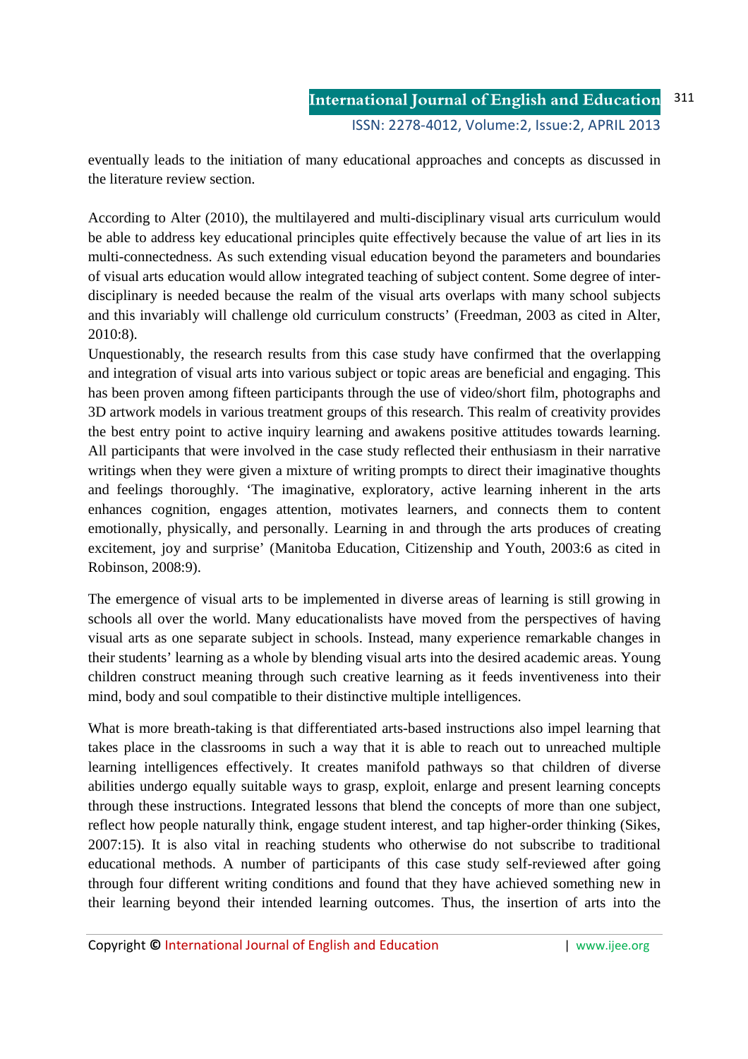eventually leads to the initiation of many educational approaches and concepts as discussed in the literature review section.

According to Alter (2010), the multilayered and multi-disciplinary visual arts curriculum would be able to address key educational principles quite effectively because the value of art lies in its multi-connectedness. As such extending visual education beyond the parameters and boundaries of visual arts education would allow integrated teaching of subject content. Some degree of inter-disciplinary is needed because the realm of the visual arts overlaps with many school subjects and this invariably will challenge old curriculum constructs' (Freedman, 2003 as cited in Alter, 2010:8).

Unquestionably, the research results from this case study have confirmed that the overlapping and integration of visual arts into various subject or topic areas are beneficial and engaging. This has been proven among fifteen participants through the use of video/short film, photographs and 3D artwork models in various treatment groups of this research. This realm of creativity provides the best entry point to active inquiry learning and awakens positive attitudes towards learning. All participants that were involved in the case study reflected their enthusiasm in their narrative writings when they were given a mixture of writing prompts to direct their imaginative thoughts and feelings thoroughly. 'The imaginative, exploratory, active learning inherent in the arts enhances cognition, engages attention, motivates learners, and connects them to content emotionally, physically, and personally. Learning in and through the arts produces of creating excitement, joy and surprise' (Manitoba Education, Citizenship and Youth, 2003:6 as cited in Robinson, 2008:9).

The emergence of visual arts to be implemented in diverse areas of learning is still growing in schools all over the world. Many educationalists have moved from the perspectives of having visual arts as one separate subject in schools. Instead, many experience remarkable changes in their students' learning as a whole by blending visual arts into the desired academic areas. Young children construct meaning through such creative learning as it feeds inventiveness into their mind, body and soul compatible to their distinctive multiple intelligences.

What is more breath-taking is that differentiated arts-based instructions also impel learning that takes place in the classrooms in such a way that it is able to reach out to unreached multiple learning intelligences effectively. It creates manifold pathways so that children of diverse abilities undergo equally suitable ways to grasp, exploit, enlarge and present learning concepts through these instructions. Integrated lessons that blend the concepts of more than one subject, reflect how people naturally think, engage student interest, and tap higher-order thinking (Sikes, 2007:15). It is also vital in reaching students who otherwise do not subscribe to traditional educational methods. A number of participants of this case study self-reviewed after going through four different writing conditions and found that they have achieved something new in their learning beyond their intended learning outcomes. Thus, the insertion of arts into the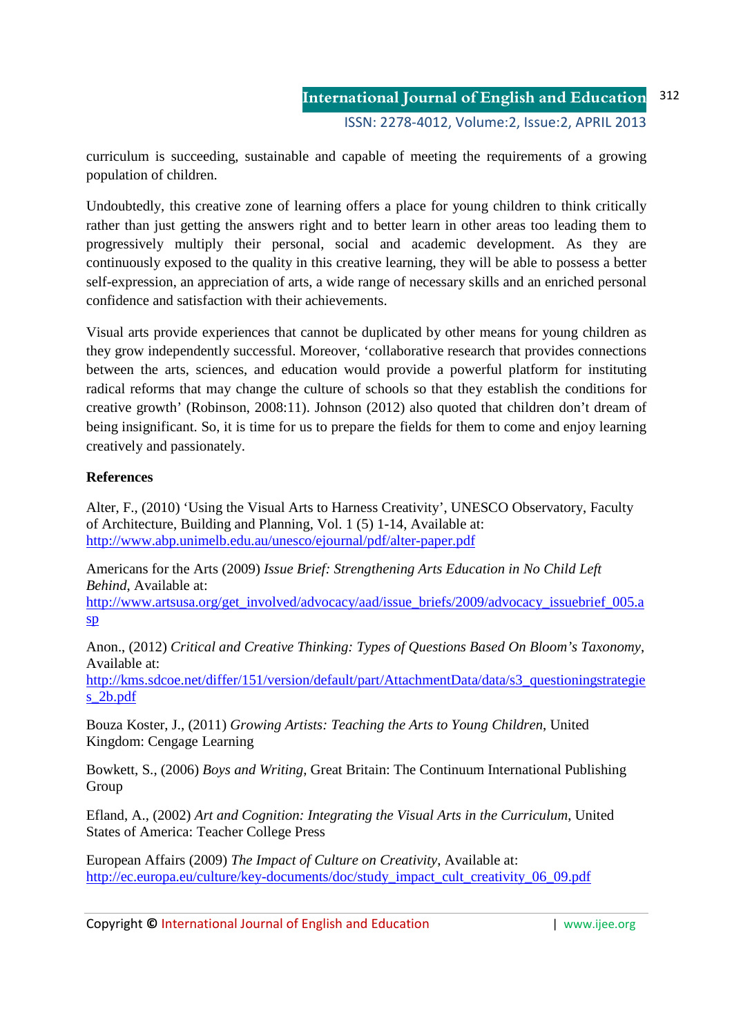curriculum is succeeding, sustainable and capable of meeting the requirements of a growing population of children.

Undoubtedly, this creative zone of learning offers a place for young children to think critically rather than just getting the answers right and to better learn in other areas too leading them to progressively multiply their personal, social and academic development. As they are continuously exposed to the quality in this creative learning, they will be able to possess a better self-expression, an appreciation of arts, a wide range of necessary skills and an enriched personal confidence and satisfaction with their achievements.

Visual arts provide experiences that cannot be duplicated by other means for young children as they grow independently successful. Moreover, 'collaborative research that provides connections between the arts, sciences, and education would provide a powerful platform for instituting radical reforms that may change the culture of schools so that they establish the conditions for creative growth' (Robinson, 2008:11). Johnson (2012) also quoted that children don't dream of being insignificant. So, it is time for us to prepare the fields for them to come and enjoy learning creatively and passionately.

**References**

Alter, F., (2010) 'Using the Visual Arts to Harness Creativity', UNESCO Observatory, Faculty of Architecture, Building and Planning, Vol. 1 (5) 1-14, Available at: http://www.abp.unimelb.edu.au/unesco/ejournal/pdf/alter-paper.pdf

Americans for the Arts (2009) *Issue Brief: Strengthening Arts Education in No Child Left Behind*, Available at: http://www.artsusa.org/get_involved/advocacy/aad/issue_briefs/2009/advocacy_issuebrief_005.asp

Anon., (2012) *Critical and Creative Thinking: Types of Questions Based On Bloom's Taxonomy*, Available at: http://kms.sdcoe.net/differ/151/version/default/part/AttachmentData/data/s3_questioningstrategies_2b.pdf

Bouza Koster, J., (2011) *Growing Artists: Teaching the Arts to Young Children*, United Kingdom: Cengage Learning

Bowkett, S., (2006) *Boys and Writing*, Great Britain: The Continuum International Publishing Group

Efland, A., (2002) *Art and Cognition: Integrating the Visual Arts in the Curriculum*, United States of America: Teacher College Press

European Affairs (2009) *The Impact of Culture on Creativity*, Available at: http://ec.europa.eu/culture/key-documents/doc/study_impact_cult_creativity_06_09.pdf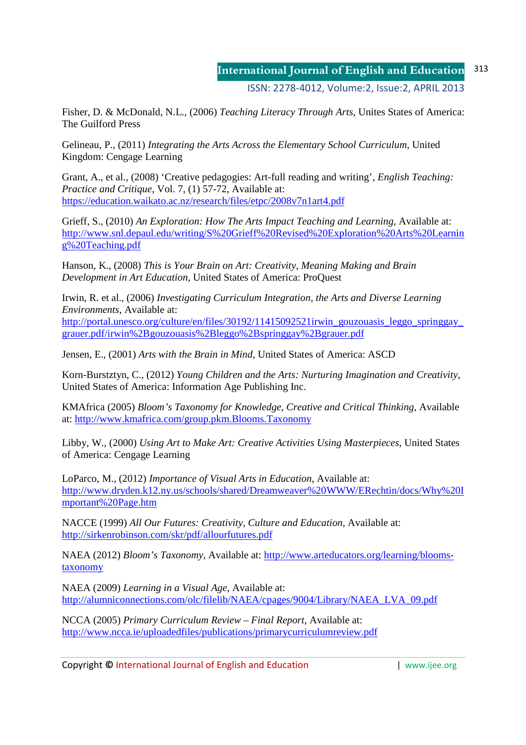Fisher, D. & McDonald, N.L., (2006) *Teaching Literacy Through Arts*, Unites States of America: The Guilford Press

Gelineau, P., (2011) *Integrating the Arts Across the Elementary School Curriculum*, United Kingdom: Cengage Learning

Grant, A., et al., (2008) 'Creative pedagogies: Art-full reading and writing', *English Teaching: Practice and Critique*, Vol. 7, (1) 57-72, Available at: https://education.waikato.ac.nz/research/files/etpc/2008v7n1art4.pdf

Grieff, S., (2010) *An Exploration: How The Arts Impact Teaching and Learning*, Available at: http://www.snl.depaul.edu/writing/S%20Grieff%20Revised%20Exploration%20Arts%20Learning%20Teaching.pdf

Hanson, K., (2008) *This is Your Brain on Art: Creativity, Meaning Making and Brain Development in Art Education*, United States of America: ProQuest

Irwin, R. et al., (2006) *Investigating Curriculum Integration, the Arts and Diverse Learning Environments*, Available at: http://portal.unesco.org/culture/en/files/30192/11415092521irwin_gouzouasis_leggo_springgay_grauer.pdf/irwin%2Bgouzouasis%2Bleggo%2Bspringgay%2Bgrauer.pdf

Jensen, E., (2001) *Arts with the Brain in Mind*, United States of America: ASCD

Korn-Bursztyn, C., (2012) *Young Children and the Arts: Nurturing Imagination and Creativity*, United States of America: Information Age Publishing Inc.

KMAfrica (2005) *Bloom's Taxonomy for Knowledge, Creative and Critical Thinking*, Available at: http://www.kmafrica.com/group.pkm.Blooms.Taxonomy

Libby, W., (2000) *Using Art to Make Art: Creative Activities Using Masterpieces*, United States of America: Cengage Learning

LoParco, M., (2012) *Importance of Visual Arts in Education*, Available at: http://www.dryden.k12.ny.us/schools/shared/Dreamweaver%20WWW/ERechtin/docs/Why%20Important%20Page.htm

NACCE (1999) *All Our Futures: Creativity, Culture and Education*, Available at: http://sirkenrobinson.com/skr/pdf/allourfutures.pdf

NAEA (2012) *Bloom's Taxonomy*, Available at: http://www.arteducators.org/learning/blooms-taxonomy

NAEA (2009) *Learning in a Visual Age*, Available at: http://alumniconnections.com/olc/filelib/NAEA/cpages/9004/Library/NAEA_LVA_09.pdf

NCCA (2005) *Primary Curriculum Review – Final Report*, Available at: http://www.ncca.ie/uploadedfiles/publications/primarycurriculumreview.pdf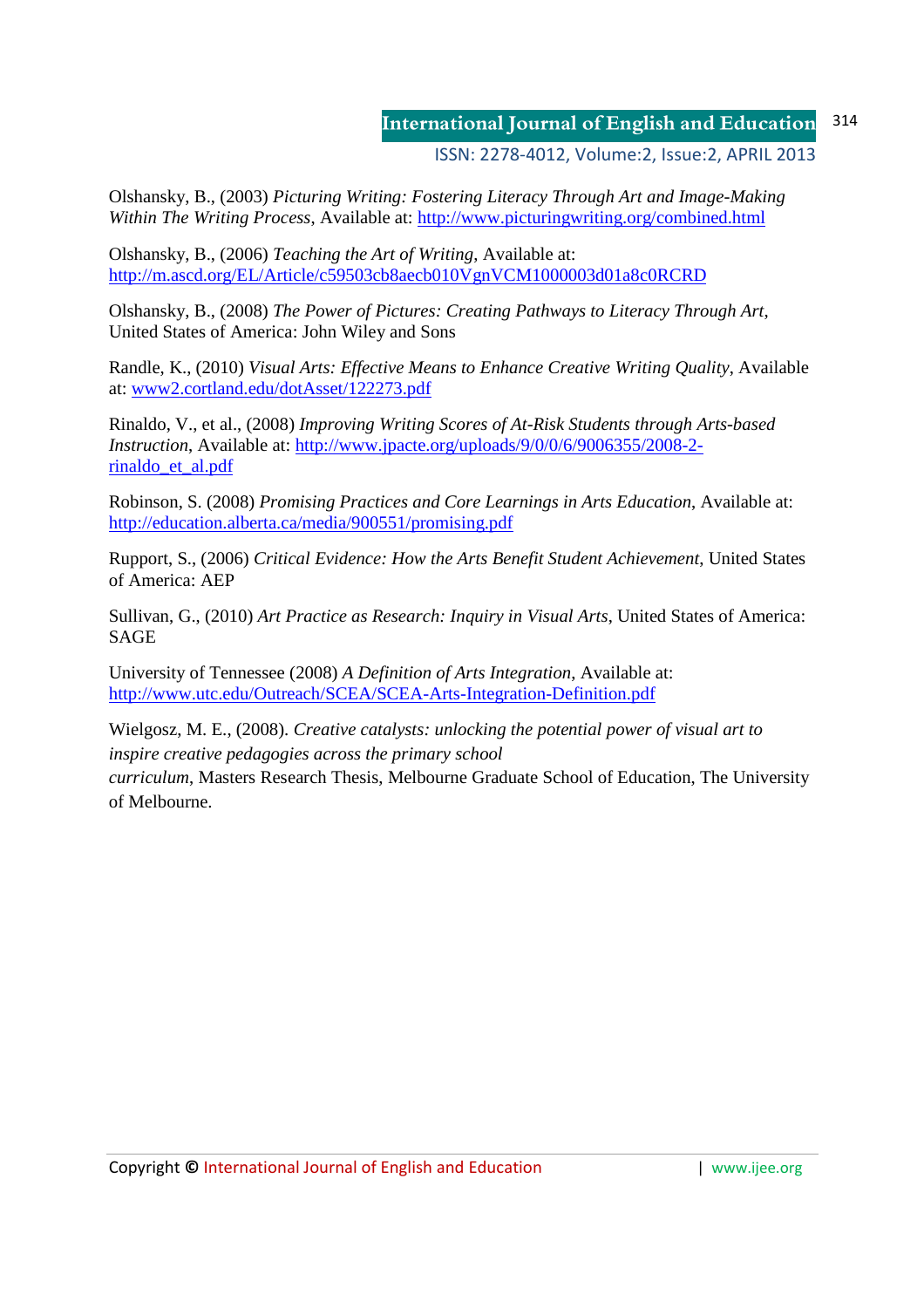Olshansky, B., (2003) *Picturing Writing: Fostering Literacy Through Art and Image-Making Within The Writing Process*, Available at: http://www.picturingwriting.org/combined.html

Olshansky, B., (2006) *Teaching the Art of Writing*, Available at: http://m.ascd.org/EL/Article/c59503cb8aecb010VgnVCM1000003d01a8c0RCRD

Olshansky, B., (2008) *The Power of Pictures: Creating Pathways to Literacy Through Art*, United States of America: John Wiley and Sons

Randle, K., (2010) *Visual Arts: Effective Means to Enhance Creative Writing Quality*, Available at: www2.cortland.edu/dotAsset/122273.pdf

Rinaldo, V., et al., (2008) *Improving Writing Scores of At-Risk Students through Arts-based Instruction*, Available at: http://www.jpacte.org/uploads/9/0/0/6/9006355/2008-2-rinaldo_et_al.pdf

Robinson, S. (2008) *Promising Practices and Core Learnings in Arts Education*, Available at: http://education.alberta.ca/media/900551/promising.pdf

Rupport, S., (2006) *Critical Evidence: How the Arts Benefit Student Achievement*, United States of America: AEP

Sullivan, G., (2010) *Art Practice as Research: Inquiry in Visual Arts*, United States of America: SAGE

University of Tennessee (2008) *A Definition of Arts Integration*, Available at: http://www.utc.edu/Outreach/SCEA/SCEA-Arts-Integration-Definition.pdf

Wielgosz, M. E., (2008). *Creative catalysts: unlocking the potential power of visual art to inspire creative pedagogies across the primary school curriculum*, Masters Research Thesis, Melbourne Graduate School of Education, The University of Melbourne.